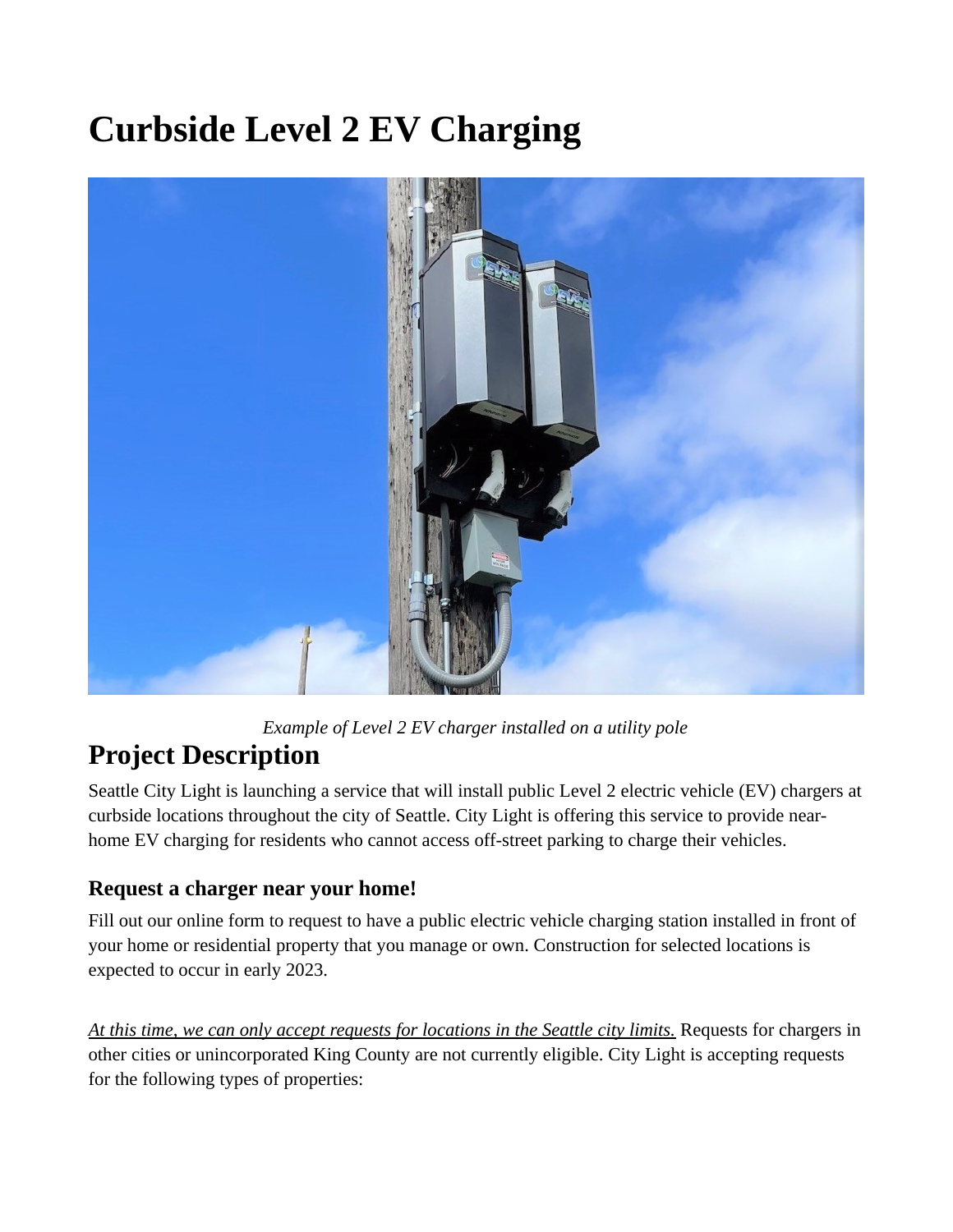# Curbside Level 2 EV Charging

*Example of Level 2 EV charger installed on a utility pole*

## Project Description

Seattle City Light is launching a service that will install public Level 2 electric vehicle (EV) chargers at curbside locations throughout the city of Seattle. City Light is offering this service to provide near-home EV charging for residents who cannot access off-street parking to charge their vehicles.

### Request a charger near your home!

Fill out our online form to request to have a public electric vehicle charging station installed in front of your home or residential property that you manage or own. Construction for selected locations is expected to occur in early 2023.

*At this time, we can only accept requests for locations in the Seattle city limits.* Requests for chargers in other cities or unincorporated King County are not currently eligible. City Light is accepting requests for the following types of properties: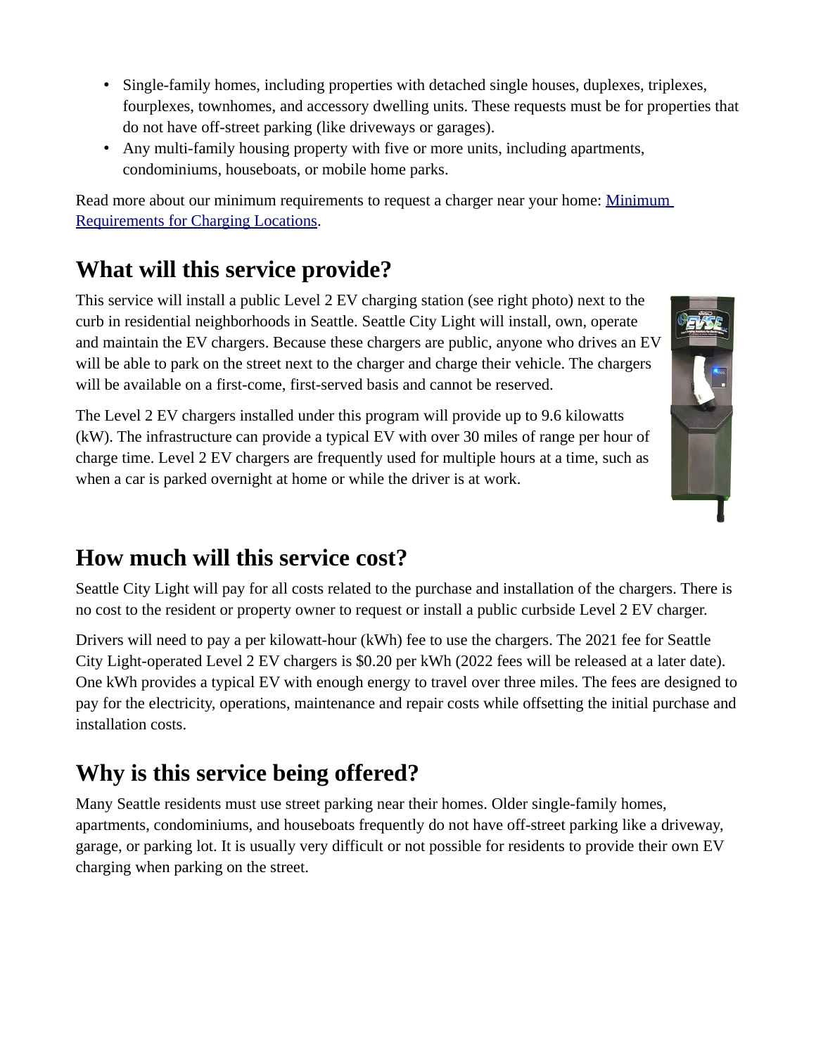- Single-family homes, including properties with detached single houses, duplexes, triplexes, fourplexes, townhomes, and accessory dwelling units. These requests must be for properties that do not have off-street parking (like driveways or garages).
- Any multi-family housing property with five or more units, including apartments, condominiums, houseboats, or mobile home parks.

Read more about our minimum requirements to request a charger near your home: Minimum Requirements for Charging Locations.

## What will this service provide?

This service will install a public Level 2 EV charging station (see right photo) next to the curb in residential neighborhoods in Seattle. Seattle City Light will install, own, operate and maintain the EV chargers. Because these chargers are public, anyone who drives an EV will be able to park on the street next to the charger and charge their vehicle. The chargers will be available on a first-come, first-served basis and cannot be reserved.

The Level 2 EV chargers installed under this program will provide up to 9.6 kilowatts (kW). The infrastructure can provide a typical EV with over 30 miles of range per hour of charge time. Level 2 EV chargers are frequently used for multiple hours at a time, such as when a car is parked overnight at home or while the driver is at work.

## How much will this service cost?

Seattle City Light will pay for all costs related to the purchase and installation of the chargers. There is no cost to the resident or property owner to request or install a public curbside Level 2 EV charger.

Drivers will need to pay a per kilowatt-hour (kWh) fee to use the chargers. The 2021 fee for Seattle City Light-operated Level 2 EV chargers is $0.20 per kWh (2022 fees will be released at a later date). One kWh provides a typical EV with enough energy to travel over three miles. The fees are designed to pay for the electricity, operations, maintenance and repair costs while offsetting the initial purchase and installation costs.

## Why is this service being offered?

Many Seattle residents must use street parking near their homes. Older single-family homes, apartments, condominiums, and houseboats frequently do not have off-street parking like a driveway, garage, or parking lot. It is usually very difficult or not possible for residents to provide their own EV charging when parking on the street.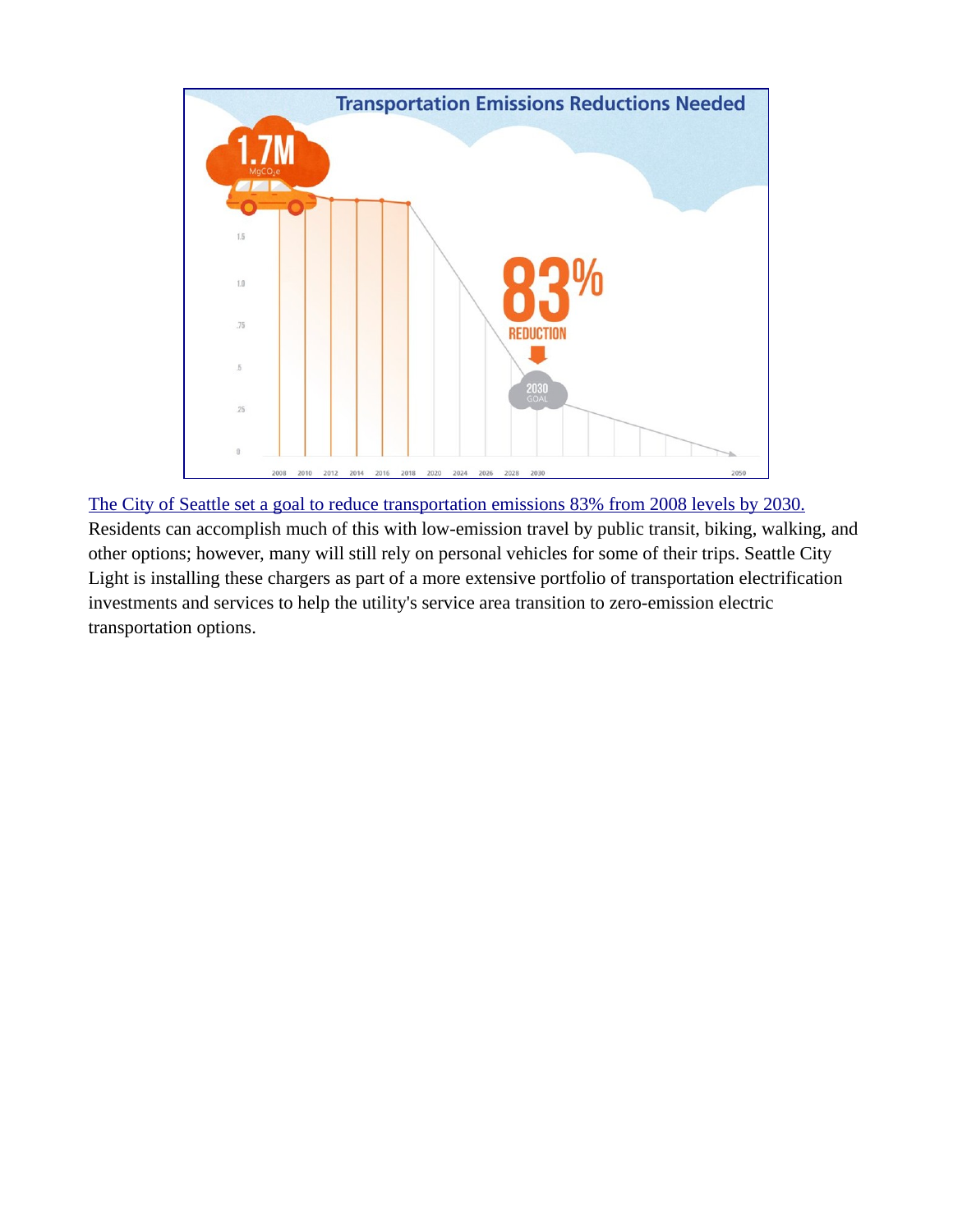Transportation Emissions Reductions Needed

1.7M
MgCO2e

1.5
1.0
.75
.5
.25
0

2008 2010 2012 2014 2016 2018 2020 2024 2026 2028 2030 2050

83%
REDUCTION

2030
GOAL

[The City of Seattle set a goal to reduce transportation emissions 83% from 2008 levels by 2030.](#) Residents can accomplish much of this with low-emission travel by public transit, biking, walking, and other options; however, many will still rely on personal vehicles for some of their trips. Seattle City Light is installing these chargers as part of a more extensive portfolio of transportation electrification investments and services to help the utility's service area transition to zero-emission electric transportation options.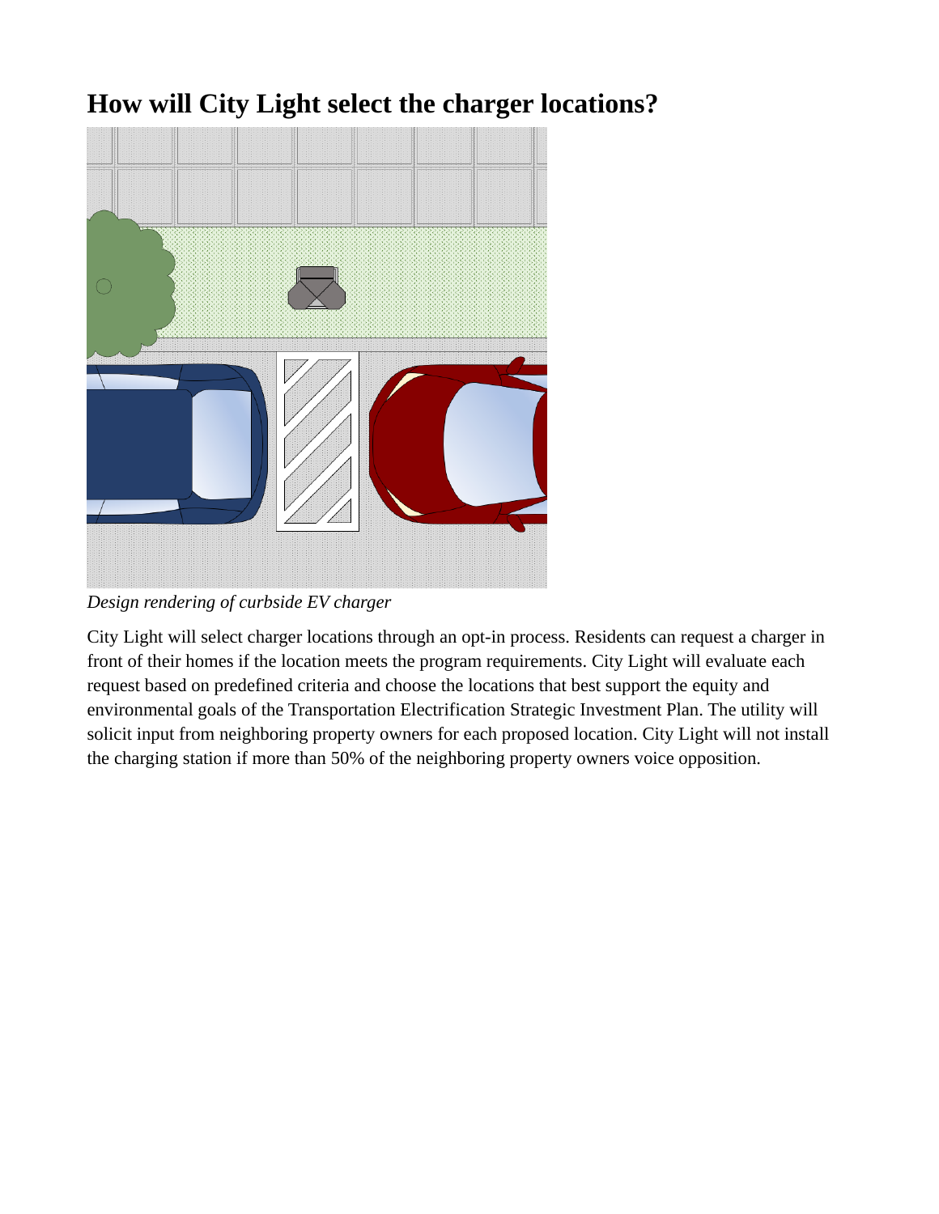## How will City Light select the charger locations?

*Design rendering of curbside EV charger*

City Light will select charger locations through an opt-in process. Residents can request a charger in front of their homes if the location meets the program requirements. City Light will evaluate each request based on predefined criteria and choose the locations that best support the equity and environmental goals of the Transportation Electrification Strategic Investment Plan. The utility will solicit input from neighboring property owners for each proposed location. City Light will not install the charging station if more than 50% of the neighboring property owners voice opposition.